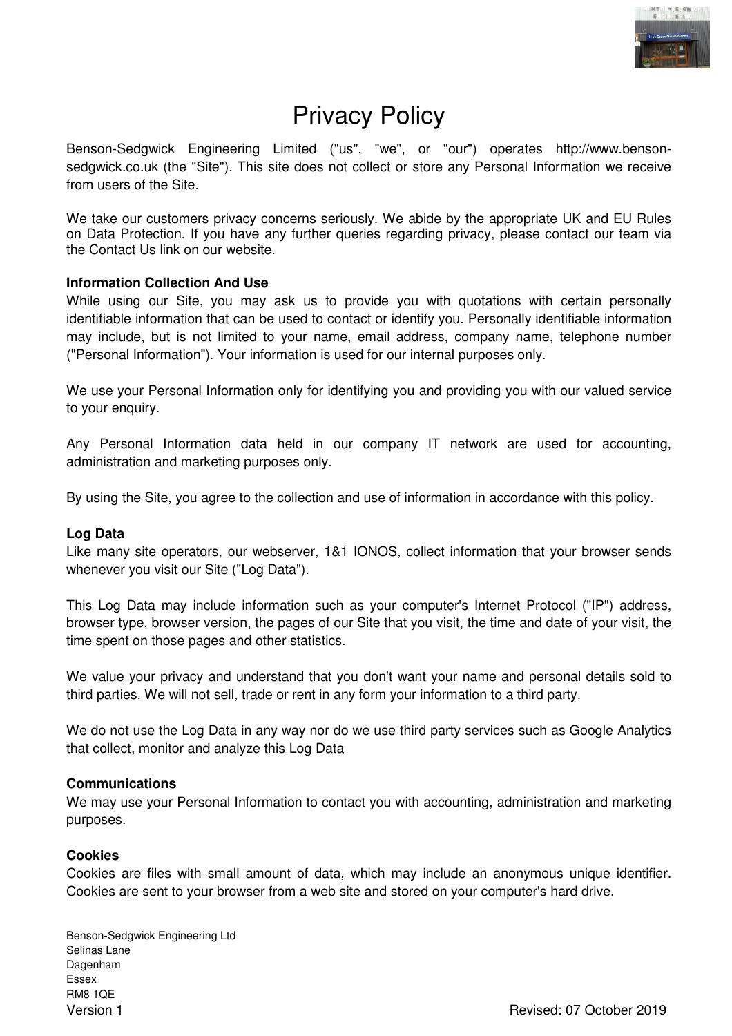# Privacy Policy

Benson-Sedgwick Engineering Limited ("us", "we", or "our") operates http://www.benson-sedgwick.co.uk (the "Site"). This site does not collect or store any Personal Information we receive from users of the Site.

We take our customers privacy concerns seriously. We abide by the appropriate UK and EU Rules on Data Protection. If you have any further queries regarding privacy, please contact our team via the Contact Us link on our website.

**Information Collection And Use**

While using our Site, you may ask us to provide you with quotations with certain personally identifiable information that can be used to contact or identify you. Personally identifiable information may include, but is not limited to your name, email address, company name, telephone number ("Personal Information"). Your information is used for our internal purposes only.

We use your Personal Information only for identifying you and providing you with our valued service to your enquiry.

Any Personal Information data held in our company IT network are used for accounting, administration and marketing purposes only.

By using the Site, you agree to the collection and use of information in accordance with this policy.

**Log Data**

Like many site operators, our webserver, 1&1 IONOS, collect information that your browser sends whenever you visit our Site ("Log Data").

This Log Data may include information such as your computer's Internet Protocol ("IP") address, browser type, browser version, the pages of our Site that you visit, the time and date of your visit, the time spent on those pages and other statistics.

We value your privacy and understand that you don't want your name and personal details sold to third parties. We will not sell, trade or rent in any form your information to a third party.

We do not use the Log Data in any way nor do we use third party services such as Google Analytics that collect, monitor and analyze this Log Data

**Communications**

We may use your Personal Information to contact you with accounting, administration and marketing purposes.

**Cookies**

Cookies are files with small amount of data, which may include an anonymous unique identifier. Cookies are sent to your browser from a web site and stored on your computer's hard drive.

Benson-Sedgwick Engineering Ltd
Selinas Lane
Dagenham
Essex
RM8 1QE

Version 1 Revised: 07 October 2019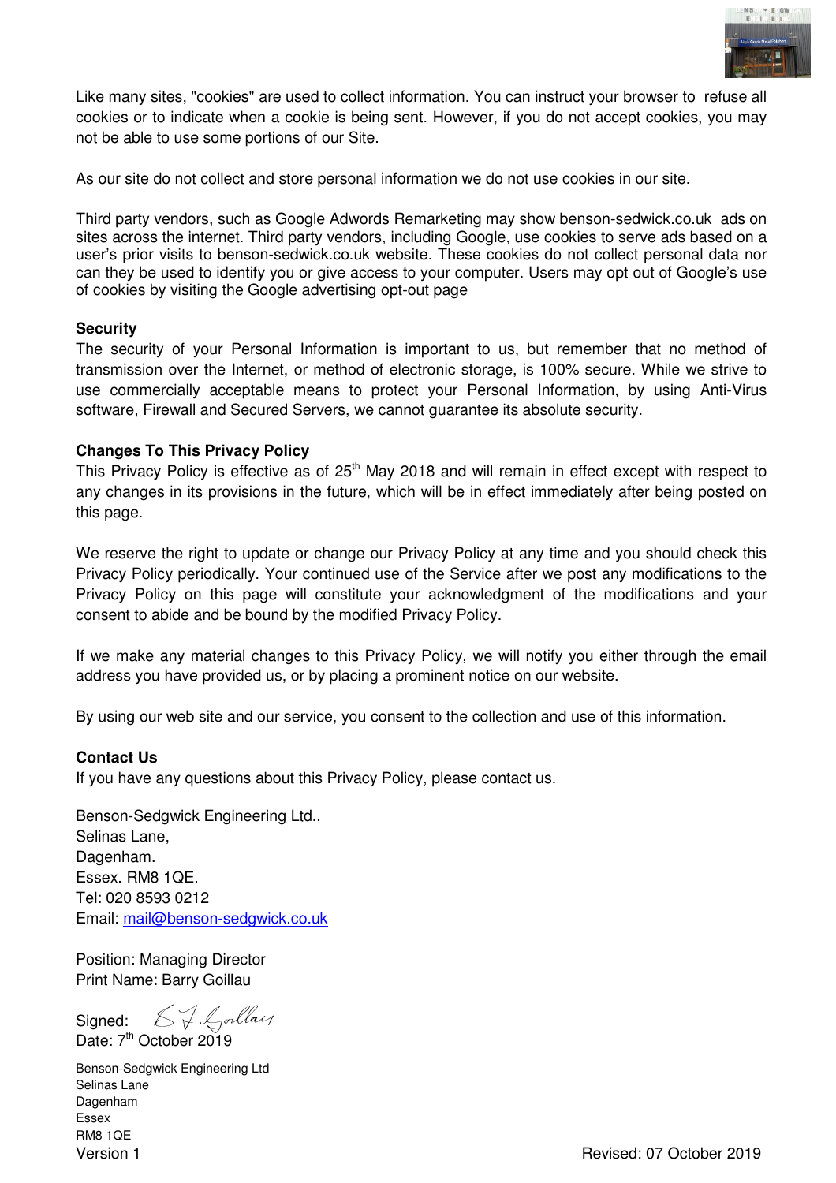Like many sites, "cookies" are used to collect information. You can instruct your browser to refuse all cookies or to indicate when a cookie is being sent. However, if you do not accept cookies, you may not be able to use some portions of our Site.

As our site do not collect and store personal information we do not use cookies in our site.

Third party vendors, such as Google Adwords Remarketing may show benson-sedwick.co.uk ads on sites across the internet. Third party vendors, including Google, use cookies to serve ads based on a user's prior visits to benson-sedwick.co.uk website. These cookies do not collect personal data nor can they be used to identify you or give access to your computer. Users may opt out of Google's use of cookies by visiting the Google advertising opt-out page

**Security**

The security of your Personal Information is important to us, but remember that no method of transmission over the Internet, or method of electronic storage, is 100% secure. While we strive to use commercially acceptable means to protect your Personal Information, by using Anti-Virus software, Firewall and Secured Servers, we cannot guarantee its absolute security.

**Changes To This Privacy Policy**

This Privacy Policy is effective as of 25th May 2018 and will remain in effect except with respect to any changes in its provisions in the future, which will be in effect immediately after being posted on this page.

We reserve the right to update or change our Privacy Policy at any time and you should check this Privacy Policy periodically. Your continued use of the Service after we post any modifications to the Privacy Policy on this page will constitute your acknowledgment of the modifications and your consent to abide and be bound by the modified Privacy Policy.

If we make any material changes to this Privacy Policy, we will notify you either through the email address you have provided us, or by placing a prominent notice on our website.

By using our web site and our service, you consent to the collection and use of this information.

**Contact Us**

If you have any questions about this Privacy Policy, please contact us.

Benson-Sedgwick Engineering Ltd.,
Selinas Lane,
Dagenham.
Essex. RM8 1QE.
Tel: 020 8593 0212
Email: mail@benson-sedgwick.co.uk

Position: Managing Director
Print Name: Barry Goillau

Signed: B J Goillau
Date: 7th October 2019

Benson-Sedgwick Engineering Ltd
Selinas Lane
Dagenham
Essex
RM8 1QE
Version 1

Revised: 07 October 2019